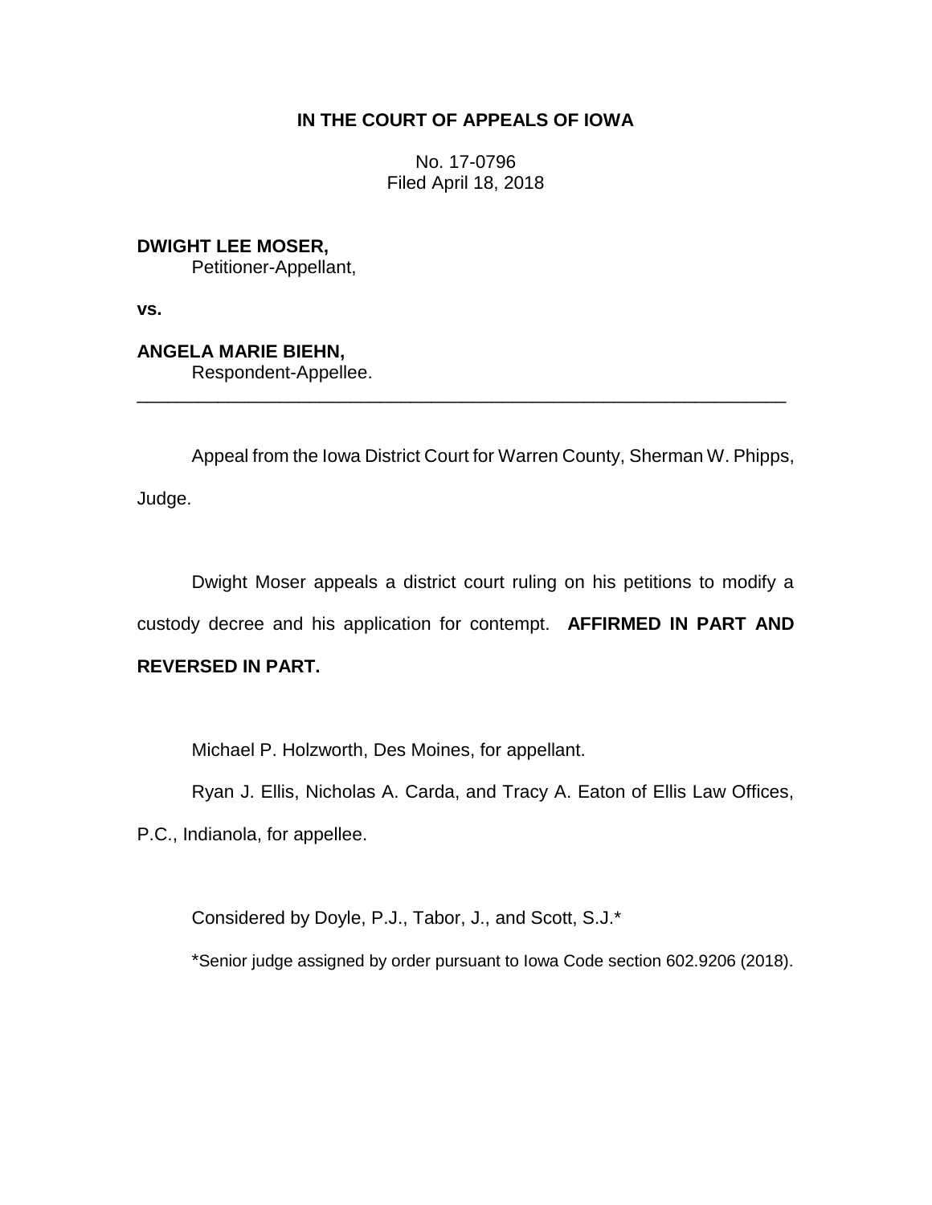**IN THE COURT OF APPEALS OF IOWA**

No. 17-0796
Filed April 18, 2018

**DWIGHT LEE MOSER,**
Petitioner-Appellant,

**vs.**

**ANGELA MARIE BIEHN,**
Respondent-Appellee.

---

Appeal from the Iowa District Court for Warren County, Sherman W. Phipps, Judge.

Dwight Moser appeals a district court ruling on his petitions to modify a custody decree and his application for contempt. **AFFIRMED IN PART AND REVERSED IN PART.**

Michael P. Holzworth, Des Moines, for appellant.

Ryan J. Ellis, Nicholas A. Carda, and Tracy A. Eaton of Ellis Law Offices, P.C., Indianola, for appellee.

Considered by Doyle, P.J., Tabor, J., and Scott, S.J.*

*Senior judge assigned by order pursuant to Iowa Code section 602.9206 (2018).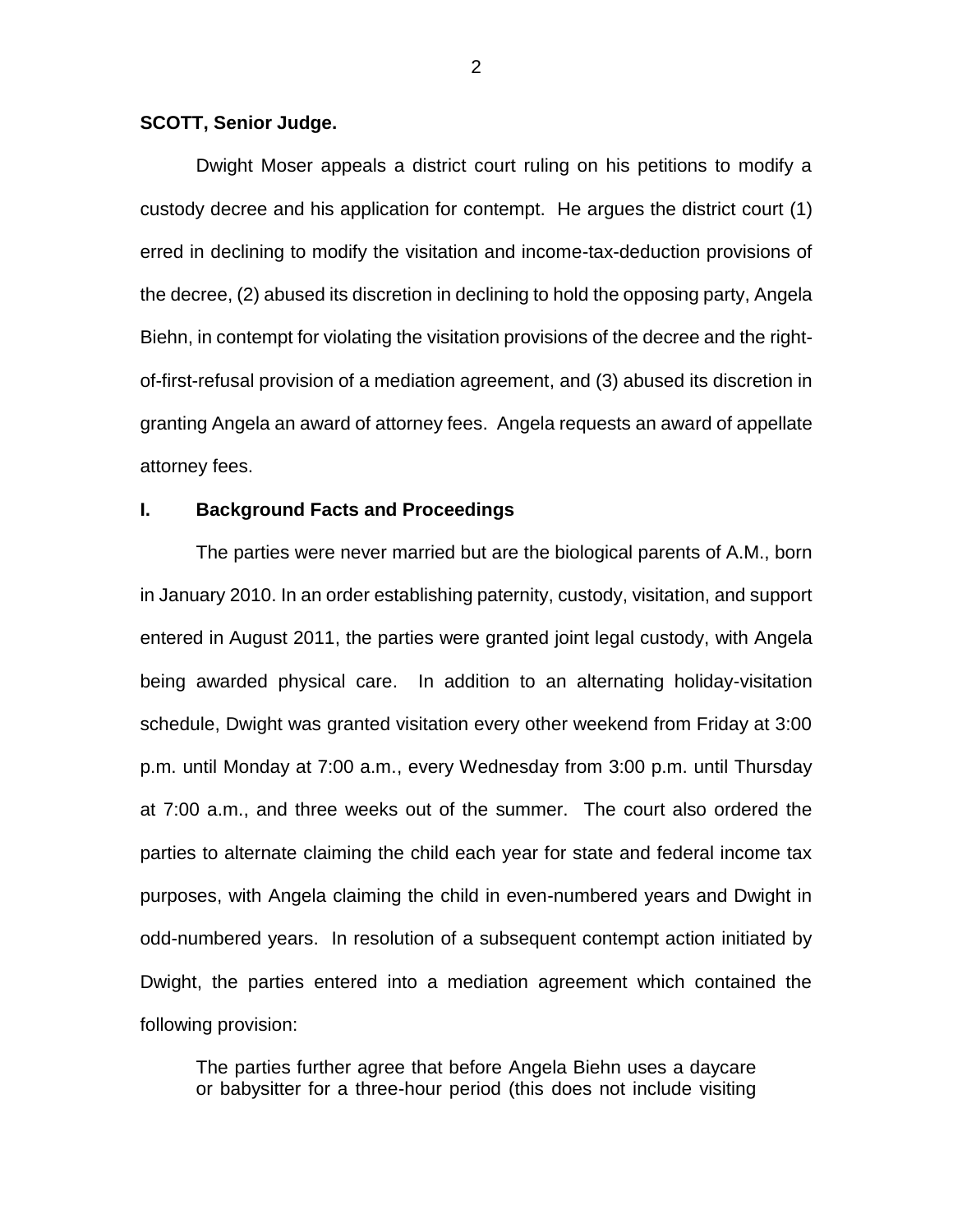**SCOTT, Senior Judge.**

Dwight Moser appeals a district court ruling on his petitions to modify a custody decree and his application for contempt. He argues the district court (1) erred in declining to modify the visitation and income-tax-deduction provisions of the decree, (2) abused its discretion in declining to hold the opposing party, Angela Biehn, in contempt for violating the visitation provisions of the decree and the right-of-first-refusal provision of a mediation agreement, and (3) abused its discretion in granting Angela an award of attorney fees. Angela requests an award of appellate attorney fees.

## I. Background Facts and Proceedings

The parties were never married but are the biological parents of A.M., born in January 2010. In an order establishing paternity, custody, visitation, and support entered in August 2011, the parties were granted joint legal custody, with Angela being awarded physical care. In addition to an alternating holiday-visitation schedule, Dwight was granted visitation every other weekend from Friday at 3:00 p.m. until Monday at 7:00 a.m., every Wednesday from 3:00 p.m. until Thursday at 7:00 a.m., and three weeks out of the summer. The court also ordered the parties to alternate claiming the child each year for state and federal income tax purposes, with Angela claiming the child in even-numbered years and Dwight in odd-numbered years. In resolution of a subsequent contempt action initiated by Dwight, the parties entered into a mediation agreement which contained the following provision:

> The parties further agree that before Angela Biehn uses a daycare or babysitter for a three-hour period (this does not include visiting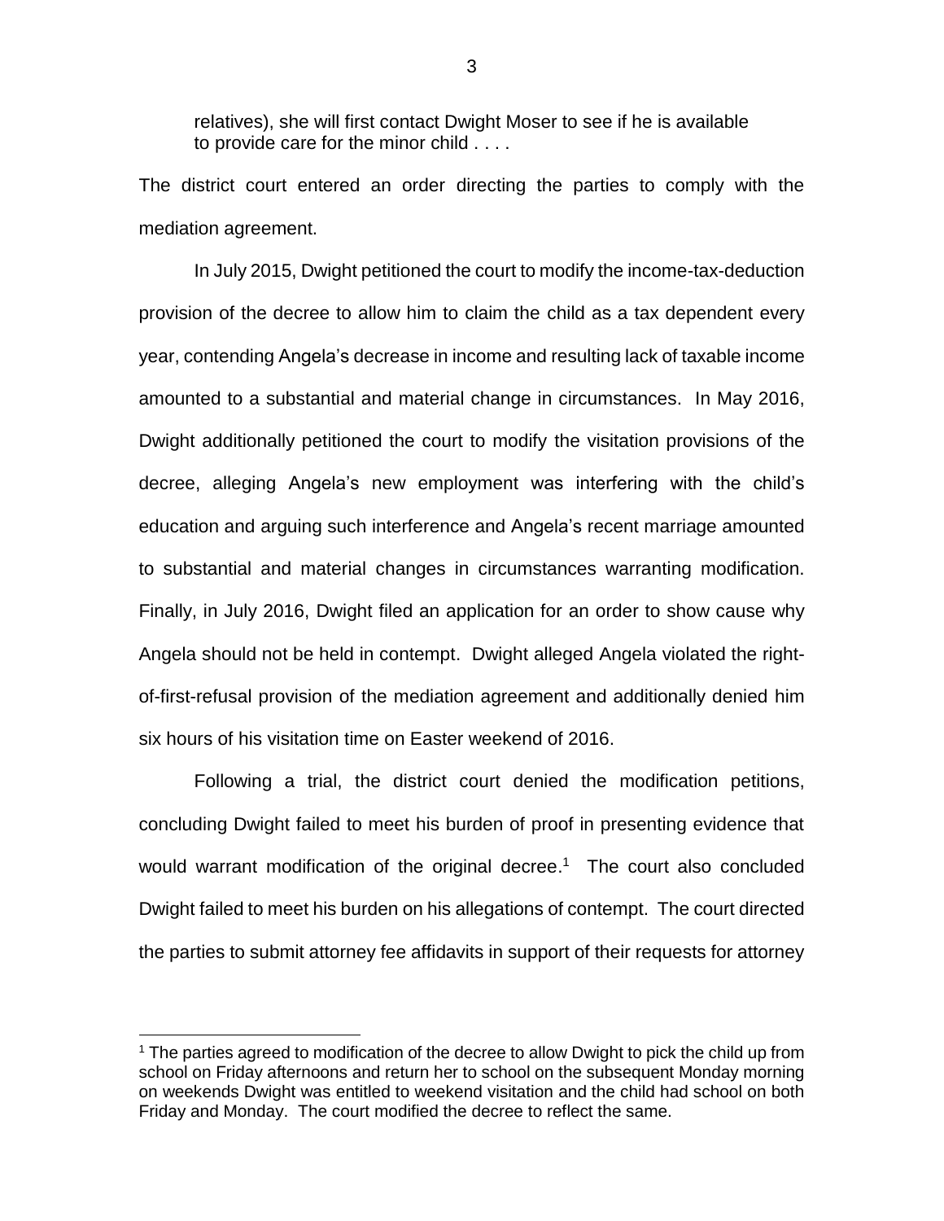relatives), she will first contact Dwight Moser to see if he is available to provide care for the minor child . . . .

The district court entered an order directing the parties to comply with the mediation agreement.

In July 2015, Dwight petitioned the court to modify the income-tax-deduction provision of the decree to allow him to claim the child as a tax dependent every year, contending Angela's decrease in income and resulting lack of taxable income amounted to a substantial and material change in circumstances. In May 2016, Dwight additionally petitioned the court to modify the visitation provisions of the decree, alleging Angela's new employment was interfering with the child's education and arguing such interference and Angela's recent marriage amounted to substantial and material changes in circumstances warranting modification. Finally, in July 2016, Dwight filed an application for an order to show cause why Angela should not be held in contempt. Dwight alleged Angela violated the right-of-first-refusal provision of the mediation agreement and additionally denied him six hours of his visitation time on Easter weekend of 2016.

Following a trial, the district court denied the modification petitions, concluding Dwight failed to meet his burden of proof in presenting evidence that would warrant modification of the original decree.[1] The court also concluded Dwight failed to meet his burden on his allegations of contempt. The court directed the parties to submit attorney fee affidavits in support of their requests for attorney

---

[1] The parties agreed to modification of the decree to allow Dwight to pick the child up from school on Friday afternoons and return her to school on the subsequent Monday morning on weekends Dwight was entitled to weekend visitation and the child had school on both Friday and Monday. The court modified the decree to reflect the same.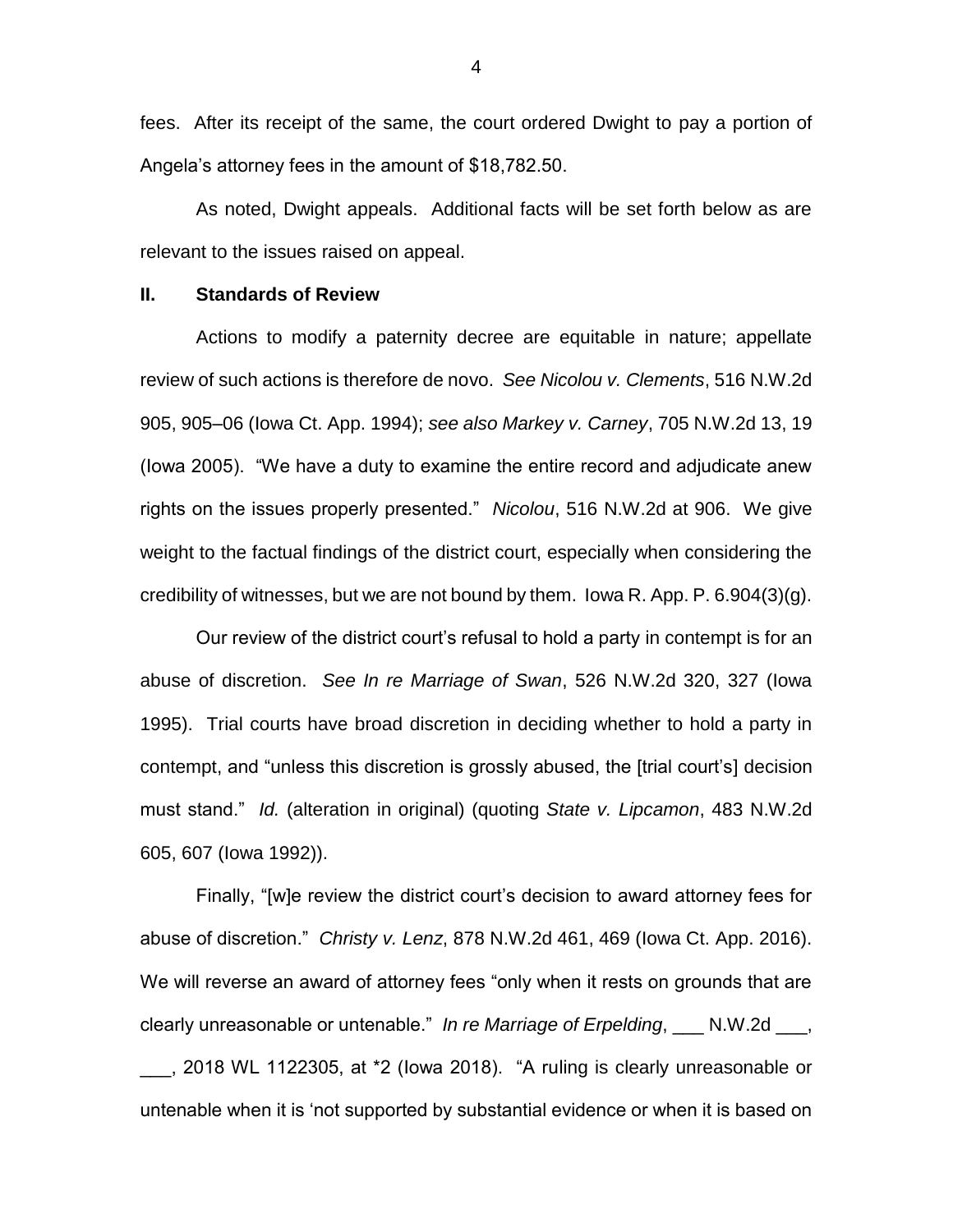fees. After its receipt of the same, the court ordered Dwight to pay a portion of Angela's attorney fees in the amount of $18,782.50.

As noted, Dwight appeals. Additional facts will be set forth below as are relevant to the issues raised on appeal.

## II. Standards of Review

Actions to modify a paternity decree are equitable in nature; appellate review of such actions is therefore de novo. *See Nicolou v. Clements*, 516 N.W.2d 905, 905–06 (Iowa Ct. App. 1994); *see also Markey v. Carney*, 705 N.W.2d 13, 19 (Iowa 2005). "We have a duty to examine the entire record and adjudicate anew rights on the issues properly presented." *Nicolou*, 516 N.W.2d at 906. We give weight to the factual findings of the district court, especially when considering the credibility of witnesses, but we are not bound by them. Iowa R. App. P. 6.904(3)(g).

Our review of the district court's refusal to hold a party in contempt is for an abuse of discretion. *See In re Marriage of Swan*, 526 N.W.2d 320, 327 (Iowa 1995). Trial courts have broad discretion in deciding whether to hold a party in contempt, and "unless this discretion is grossly abused, the [trial court's] decision must stand." *Id.* (alteration in original) (quoting *State v. Lipcamon*, 483 N.W.2d 605, 607 (Iowa 1992)).

Finally, "[w]e review the district court's decision to award attorney fees for abuse of discretion." *Christy v. Lenz*, 878 N.W.2d 461, 469 (Iowa Ct. App. 2016). We will reverse an award of attorney fees "only when it rests on grounds that are clearly unreasonable or untenable." *In re Marriage of Erpelding*, ___ N.W.2d ___, ___, 2018 WL 1122305, at *2 (Iowa 2018). "A ruling is clearly unreasonable or untenable when it is 'not supported by substantial evidence or when it is based on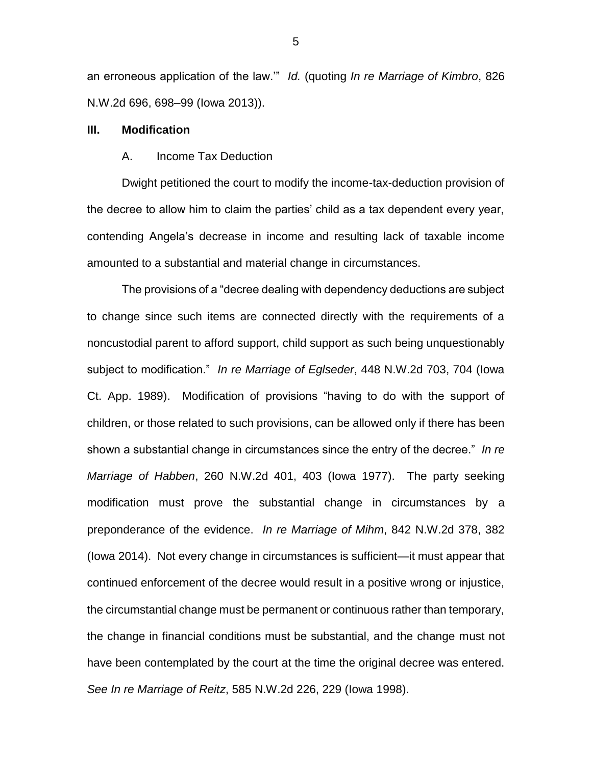an erroneous application of the law.'" *Id.* (quoting *In re Marriage of Kimbro*, 826 N.W.2d 696, 698–99 (Iowa 2013)).

## III. Modification

### A. Income Tax Deduction

Dwight petitioned the court to modify the income-tax-deduction provision of the decree to allow him to claim the parties' child as a tax dependent every year, contending Angela's decrease in income and resulting lack of taxable income amounted to a substantial and material change in circumstances.

The provisions of a "decree dealing with dependency deductions are subject to change since such items are connected directly with the requirements of a noncustodial parent to afford support, child support as such being unquestionably subject to modification." *In re Marriage of Eglseder*, 448 N.W.2d 703, 704 (Iowa Ct. App. 1989). Modification of provisions "having to do with the support of children, or those related to such provisions, can be allowed only if there has been shown a substantial change in circumstances since the entry of the decree." *In re Marriage of Habben*, 260 N.W.2d 401, 403 (Iowa 1977). The party seeking modification must prove the substantial change in circumstances by a preponderance of the evidence. *In re Marriage of Mihm*, 842 N.W.2d 378, 382 (Iowa 2014). Not every change in circumstances is sufficient—it must appear that continued enforcement of the decree would result in a positive wrong or injustice, the circumstantial change must be permanent or continuous rather than temporary, the change in financial conditions must be substantial, and the change must not have been contemplated by the court at the time the original decree was entered. *See In re Marriage of Reitz*, 585 N.W.2d 226, 229 (Iowa 1998).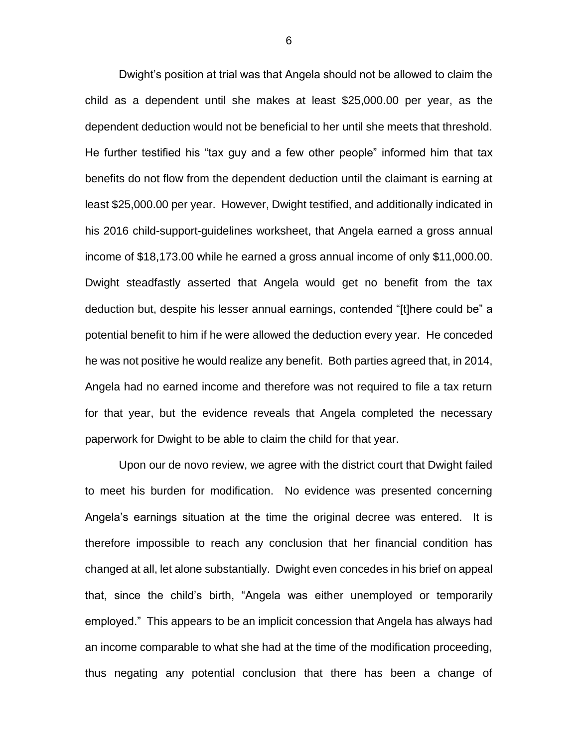Dwight's position at trial was that Angela should not be allowed to claim the child as a dependent until she makes at least $25,000.00 per year, as the dependent deduction would not be beneficial to her until she meets that threshold. He further testified his "tax guy and a few other people" informed him that tax benefits do not flow from the dependent deduction until the claimant is earning at least $25,000.00 per year. However, Dwight testified, and additionally indicated in his 2016 child-support-guidelines worksheet, that Angela earned a gross annual income of $18,173.00 while he earned a gross annual income of only $11,000.00. Dwight steadfastly asserted that Angela would get no benefit from the tax deduction but, despite his lesser annual earnings, contended "[t]here could be" a potential benefit to him if he were allowed the deduction every year. He conceded he was not positive he would realize any benefit. Both parties agreed that, in 2014, Angela had no earned income and therefore was not required to file a tax return for that year, but the evidence reveals that Angela completed the necessary paperwork for Dwight to be able to claim the child for that year.

Upon our de novo review, we agree with the district court that Dwight failed to meet his burden for modification. No evidence was presented concerning Angela's earnings situation at the time the original decree was entered. It is therefore impossible to reach any conclusion that her financial condition has changed at all, let alone substantially. Dwight even concedes in his brief on appeal that, since the child's birth, "Angela was either unemployed or temporarily employed." This appears to be an implicit concession that Angela has always had an income comparable to what she had at the time of the modification proceeding, thus negating any potential conclusion that there has been a change of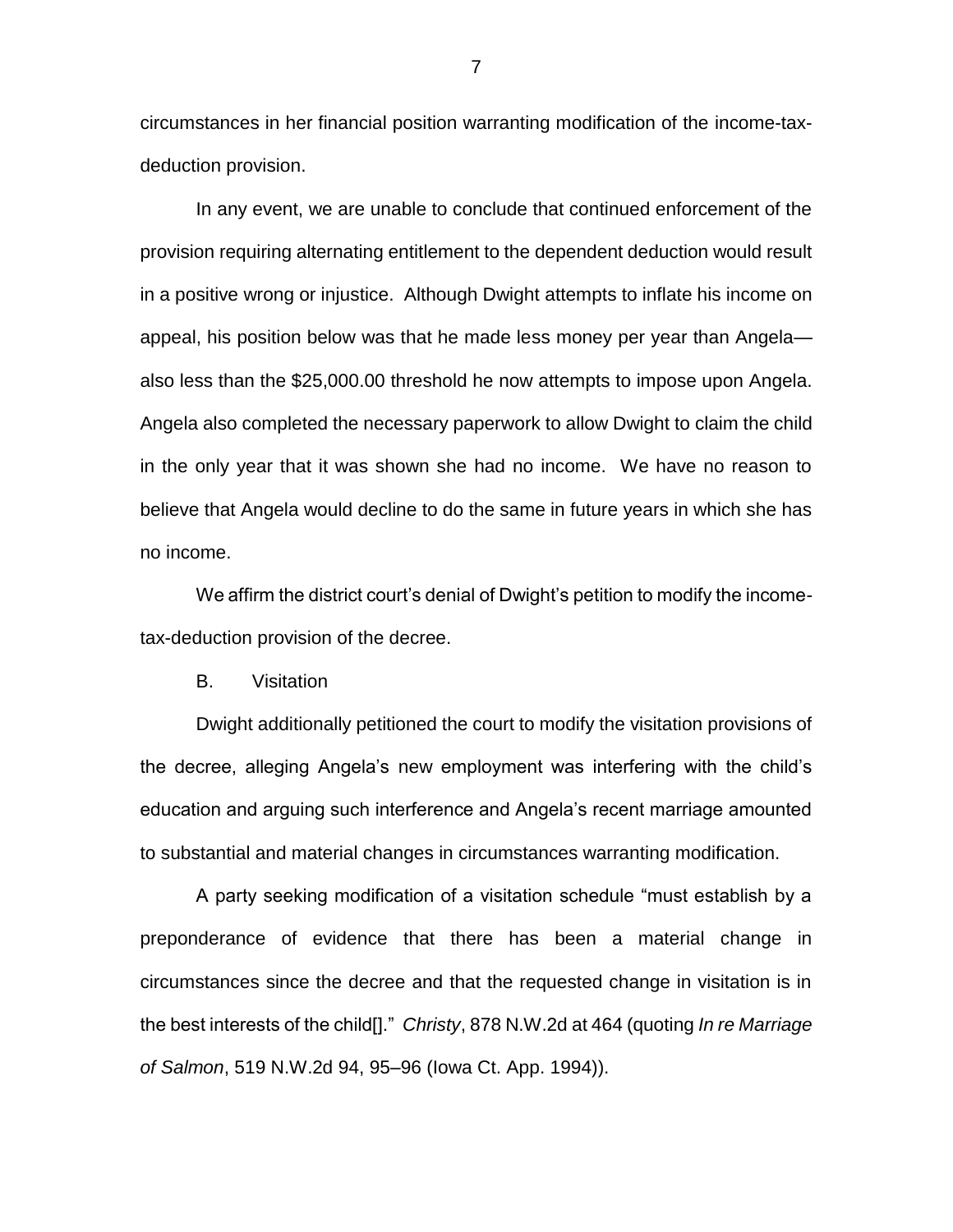circumstances in her financial position warranting modification of the income-tax-deduction provision.

In any event, we are unable to conclude that continued enforcement of the provision requiring alternating entitlement to the dependent deduction would result in a positive wrong or injustice. Although Dwight attempts to inflate his income on appeal, his position below was that he made less money per year than Angela—also less than the $25,000.00 threshold he now attempts to impose upon Angela. Angela also completed the necessary paperwork to allow Dwight to claim the child in the only year that it was shown she had no income. We have no reason to believe that Angela would decline to do the same in future years in which she has no income.

We affirm the district court's denial of Dwight's petition to modify the income-tax-deduction provision of the decree.

### B. Visitation

Dwight additionally petitioned the court to modify the visitation provisions of the decree, alleging Angela's new employment was interfering with the child's education and arguing such interference and Angela's recent marriage amounted to substantial and material changes in circumstances warranting modification.

A party seeking modification of a visitation schedule "must establish by a preponderance of evidence that there has been a material change in circumstances since the decree and that the requested change in visitation is in the best interests of the child[]." *Christy*, 878 N.W.2d at 464 (quoting *In re Marriage of Salmon*, 519 N.W.2d 94, 95–96 (Iowa Ct. App. 1994)).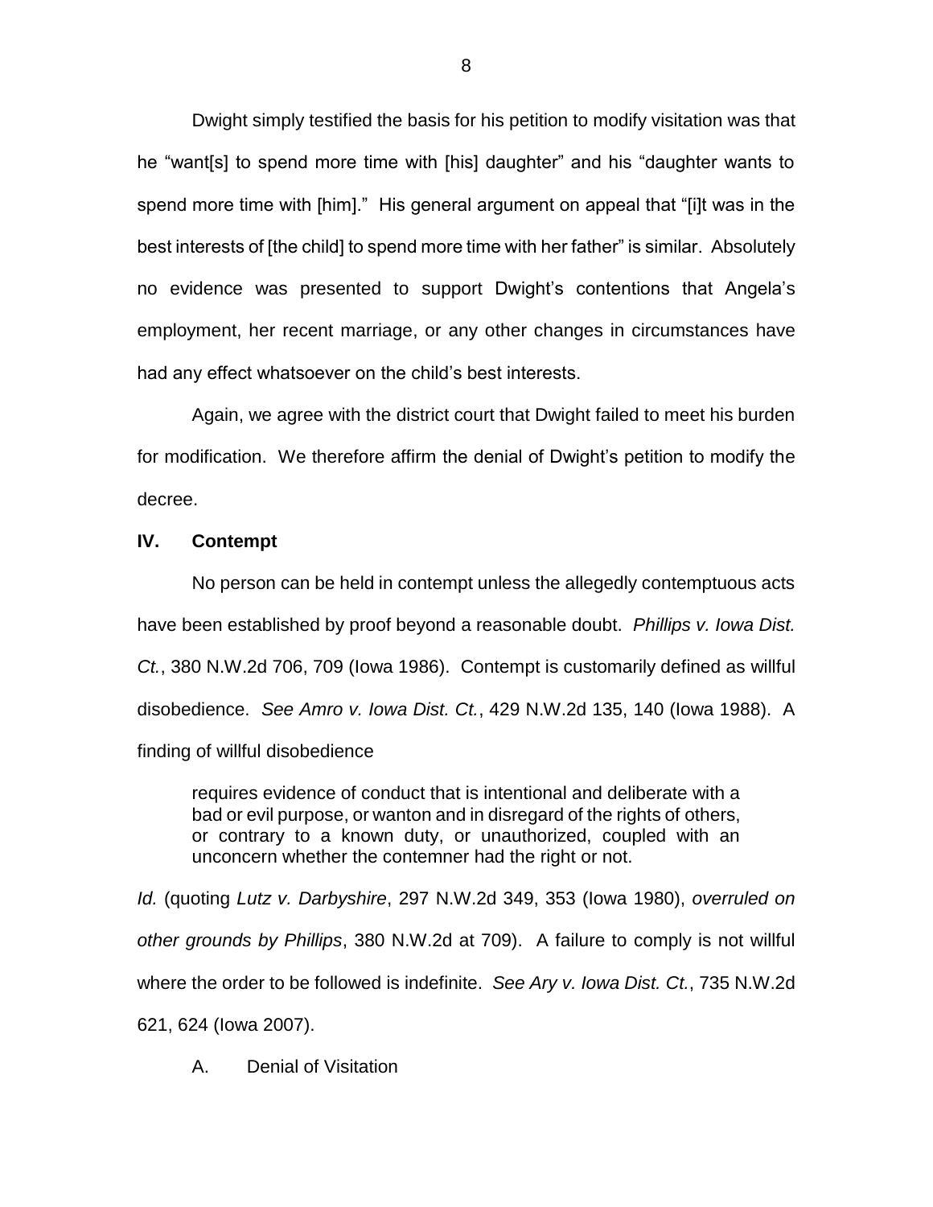Dwight simply testified the basis for his petition to modify visitation was that he "want[s] to spend more time with [his] daughter" and his "daughter wants to spend more time with [him]." His general argument on appeal that "[i]t was in the best interests of [the child] to spend more time with her father" is similar. Absolutely no evidence was presented to support Dwight's contentions that Angela's employment, her recent marriage, or any other changes in circumstances have had any effect whatsoever on the child's best interests.

Again, we agree with the district court that Dwight failed to meet his burden for modification. We therefore affirm the denial of Dwight's petition to modify the decree.

## IV. Contempt

No person can be held in contempt unless the allegedly contemptuous acts have been established by proof beyond a reasonable doubt. *Phillips v. Iowa Dist. Ct.*, 380 N.W.2d 706, 709 (Iowa 1986). Contempt is customarily defined as willful disobedience. *See Amro v. Iowa Dist. Ct.*, 429 N.W.2d 135, 140 (Iowa 1988). A finding of willful disobedience

> requires evidence of conduct that is intentional and deliberate with a bad or evil purpose, or wanton and in disregard of the rights of others, or contrary to a known duty, or unauthorized, coupled with an unconcern whether the contemner had the right or not.

*Id.* (quoting *Lutz v. Darbyshire*, 297 N.W.2d 349, 353 (Iowa 1980), *overruled on other grounds by Phillips*, 380 N.W.2d at 709). A failure to comply is not willful where the order to be followed is indefinite. *See Ary v. Iowa Dist. Ct.*, 735 N.W.2d 621, 624 (Iowa 2007).

### A. Denial of Visitation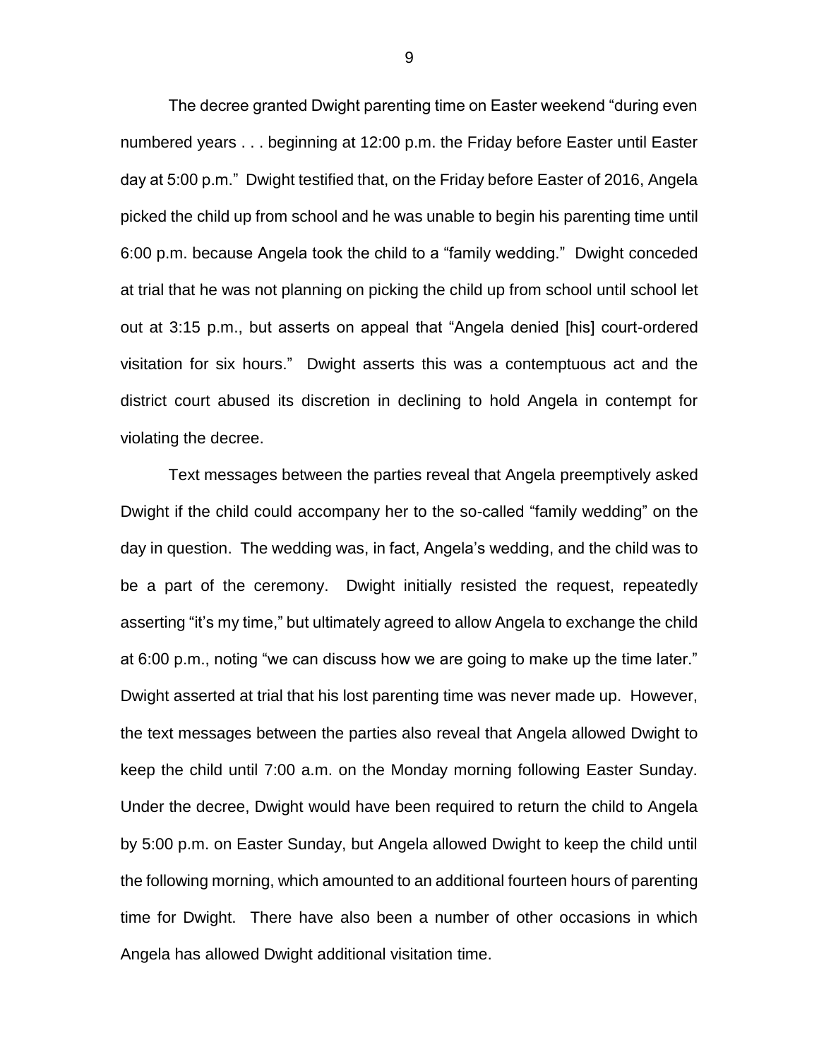The decree granted Dwight parenting time on Easter weekend "during even numbered years . . . beginning at 12:00 p.m. the Friday before Easter until Easter day at 5:00 p.m." Dwight testified that, on the Friday before Easter of 2016, Angela picked the child up from school and he was unable to begin his parenting time until 6:00 p.m. because Angela took the child to a "family wedding." Dwight conceded at trial that he was not planning on picking the child up from school until school let out at 3:15 p.m., but asserts on appeal that "Angela denied [his] court-ordered visitation for six hours." Dwight asserts this was a contemptuous act and the district court abused its discretion in declining to hold Angela in contempt for violating the decree.

Text messages between the parties reveal that Angela preemptively asked Dwight if the child could accompany her to the so-called "family wedding" on the day in question. The wedding was, in fact, Angela's wedding, and the child was to be a part of the ceremony. Dwight initially resisted the request, repeatedly asserting "it's my time," but ultimately agreed to allow Angela to exchange the child at 6:00 p.m., noting "we can discuss how we are going to make up the time later." Dwight asserted at trial that his lost parenting time was never made up. However, the text messages between the parties also reveal that Angela allowed Dwight to keep the child until 7:00 a.m. on the Monday morning following Easter Sunday. Under the decree, Dwight would have been required to return the child to Angela by 5:00 p.m. on Easter Sunday, but Angela allowed Dwight to keep the child until the following morning, which amounted to an additional fourteen hours of parenting time for Dwight. There have also been a number of other occasions in which Angela has allowed Dwight additional visitation time.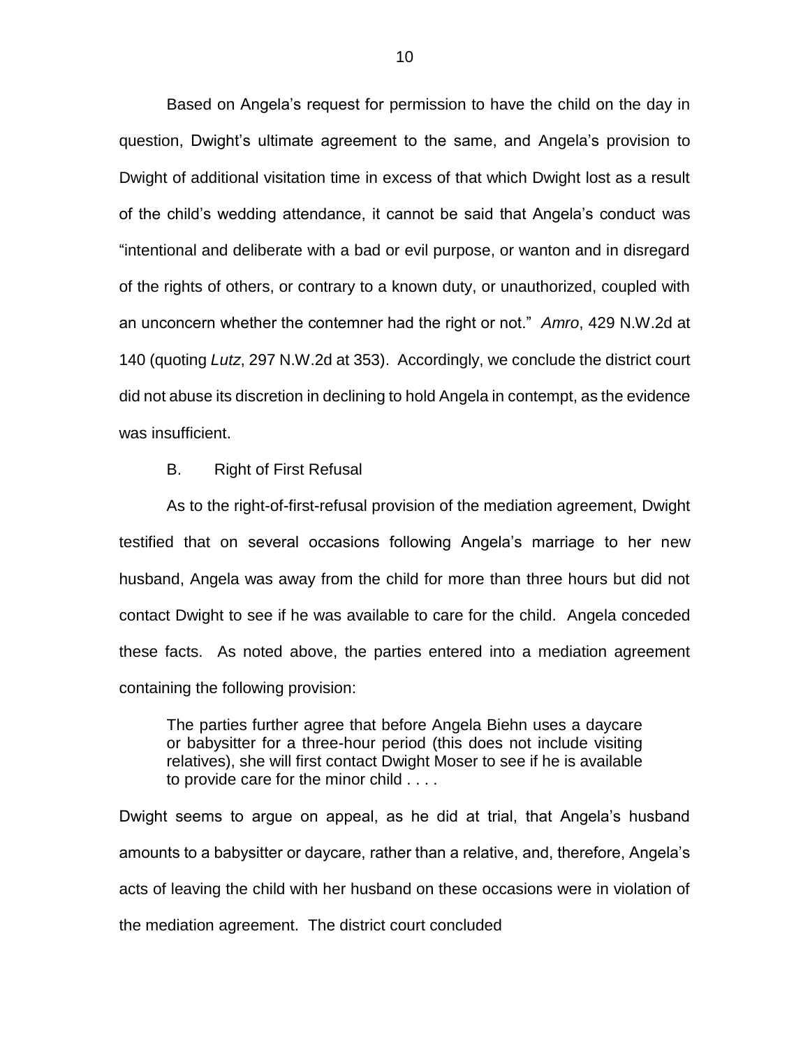Based on Angela's request for permission to have the child on the day in question, Dwight's ultimate agreement to the same, and Angela's provision to Dwight of additional visitation time in excess of that which Dwight lost as a result of the child's wedding attendance, it cannot be said that Angela's conduct was "intentional and deliberate with a bad or evil purpose, or wanton and in disregard of the rights of others, or contrary to a known duty, or unauthorized, coupled with an unconcern whether the contemner had the right or not." *Amro*, 429 N.W.2d at 140 (quoting *Lutz*, 297 N.W.2d at 353). Accordingly, we conclude the district court did not abuse its discretion in declining to hold Angela in contempt, as the evidence was insufficient.

B. Right of First Refusal

As to the right-of-first-refusal provision of the mediation agreement, Dwight testified that on several occasions following Angela's marriage to her new husband, Angela was away from the child for more than three hours but did not contact Dwight to see if he was available to care for the child. Angela conceded these facts. As noted above, the parties entered into a mediation agreement containing the following provision:

> The parties further agree that before Angela Biehn uses a daycare or babysitter for a three-hour period (this does not include visiting relatives), she will first contact Dwight Moser to see if he is available to provide care for the minor child . . . .

Dwight seems to argue on appeal, as he did at trial, that Angela's husband amounts to a babysitter or daycare, rather than a relative, and, therefore, Angela's acts of leaving the child with her husband on these occasions were in violation of the mediation agreement. The district court concluded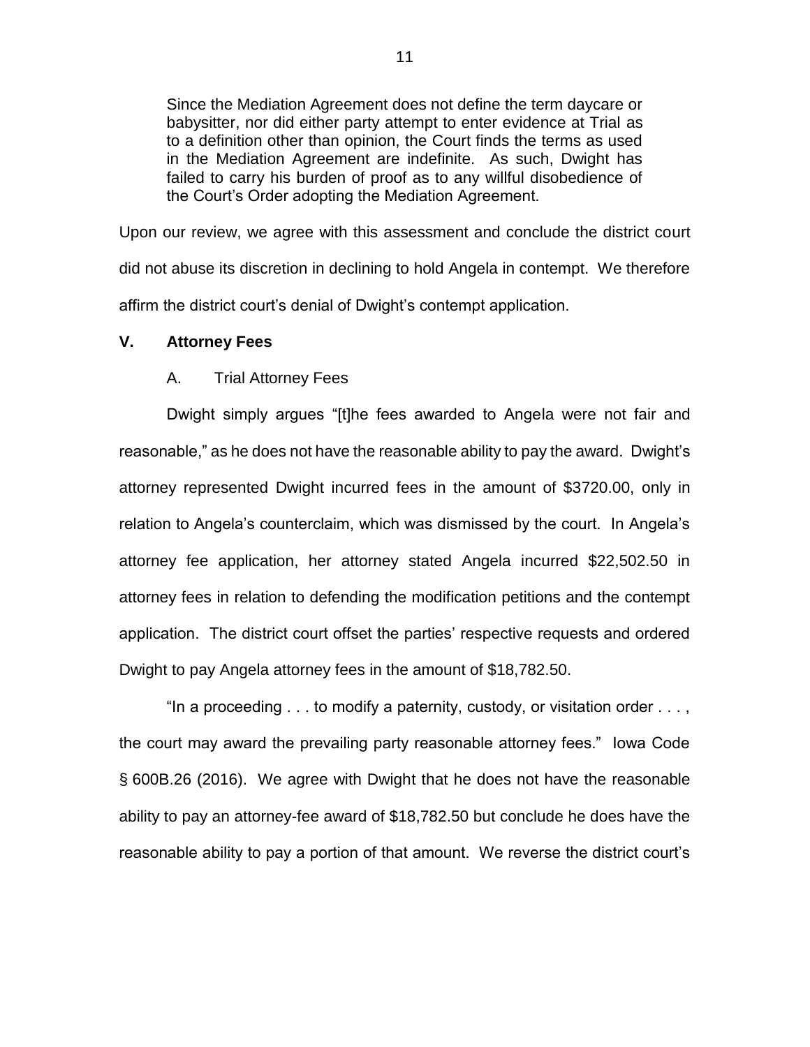> Since the Mediation Agreement does not define the term daycare or babysitter, nor did either party attempt to enter evidence at Trial as to a definition other than opinion, the Court finds the terms as used in the Mediation Agreement are indefinite. As such, Dwight has failed to carry his burden of proof as to any willful disobedience of the Court's Order adopting the Mediation Agreement.

Upon our review, we agree with this assessment and conclude the district court did not abuse its discretion in declining to hold Angela in contempt. We therefore affirm the district court's denial of Dwight's contempt application.

## V. Attorney Fees

### A. Trial Attorney Fees

Dwight simply argues "[t]he fees awarded to Angela were not fair and reasonable," as he does not have the reasonable ability to pay the award. Dwight's attorney represented Dwight incurred fees in the amount of $3720.00, only in relation to Angela's counterclaim, which was dismissed by the court. In Angela's attorney fee application, her attorney stated Angela incurred $22,502.50 in attorney fees in relation to defending the modification petitions and the contempt application. The district court offset the parties' respective requests and ordered Dwight to pay Angela attorney fees in the amount of $18,782.50.

"In a proceeding . . . to modify a paternity, custody, or visitation order . . . , the court may award the prevailing party reasonable attorney fees." Iowa Code § 600B.26 (2016). We agree with Dwight that he does not have the reasonable ability to pay an attorney-fee award of $18,782.50 but conclude he does have the reasonable ability to pay a portion of that amount. We reverse the district court's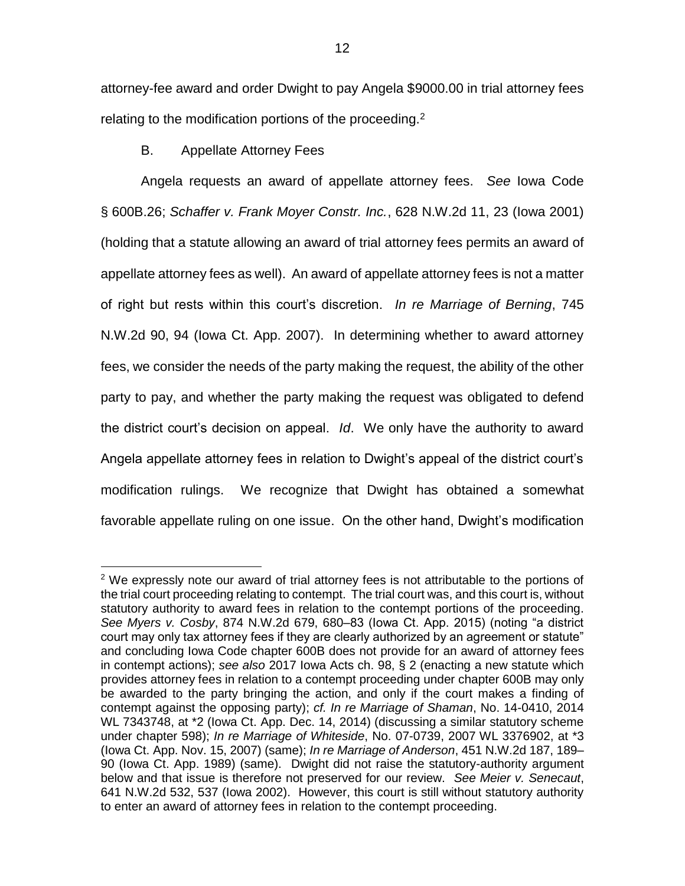attorney-fee award and order Dwight to pay Angela $9000.00 in trial attorney fees relating to the modification portions of the proceeding.[2]

### B. Appellate Attorney Fees

Angela requests an award of appellate attorney fees. *See* Iowa Code § 600B.26; *Schaffer v. Frank Moyer Constr. Inc.*, 628 N.W.2d 11, 23 (Iowa 2001) (holding that a statute allowing an award of trial attorney fees permits an award of appellate attorney fees as well). An award of appellate attorney fees is not a matter of right but rests within this court's discretion. *In re Marriage of Berning*, 745 N.W.2d 90, 94 (Iowa Ct. App. 2007). In determining whether to award attorney fees, we consider the needs of the party making the request, the ability of the other party to pay, and whether the party making the request was obligated to defend the district court's decision on appeal. *Id*. We only have the authority to award Angela appellate attorney fees in relation to Dwight's appeal of the district court's modification rulings. We recognize that Dwight has obtained a somewhat favorable appellate ruling on one issue. On the other hand, Dwight's modification

---

[2] We expressly note our award of trial attorney fees is not attributable to the portions of the trial court proceeding relating to contempt. The trial court was, and this court is, without statutory authority to award fees in relation to the contempt portions of the proceeding. *See Myers v. Cosby*, 874 N.W.2d 679, 680–83 (Iowa Ct. App. 2015) (noting "a district court may only tax attorney fees if they are clearly authorized by an agreement or statute" and concluding Iowa Code chapter 600B does not provide for an award of attorney fees in contempt actions); *see also* 2017 Iowa Acts ch. 98, § 2 (enacting a new statute which provides attorney fees in relation to a contempt proceeding under chapter 600B may only be awarded to the party bringing the action, and only if the court makes a finding of contempt against the opposing party); *cf. In re Marriage of Shaman*, No. 14-0410, 2014 WL 7343748, at *2 (Iowa Ct. App. Dec. 14, 2014) (discussing a similar statutory scheme under chapter 598); *In re Marriage of Whiteside*, No. 07-0739, 2007 WL 3376902, at *3 (Iowa Ct. App. Nov. 15, 2007) (same); *In re Marriage of Anderson*, 451 N.W.2d 187, 189–90 (Iowa Ct. App. 1989) (same). Dwight did not raise the statutory-authority argument below and that issue is therefore not preserved for our review. *See Meier v. Senecaut*, 641 N.W.2d 532, 537 (Iowa 2002). However, this court is still without statutory authority to enter an award of attorney fees in relation to the contempt proceeding.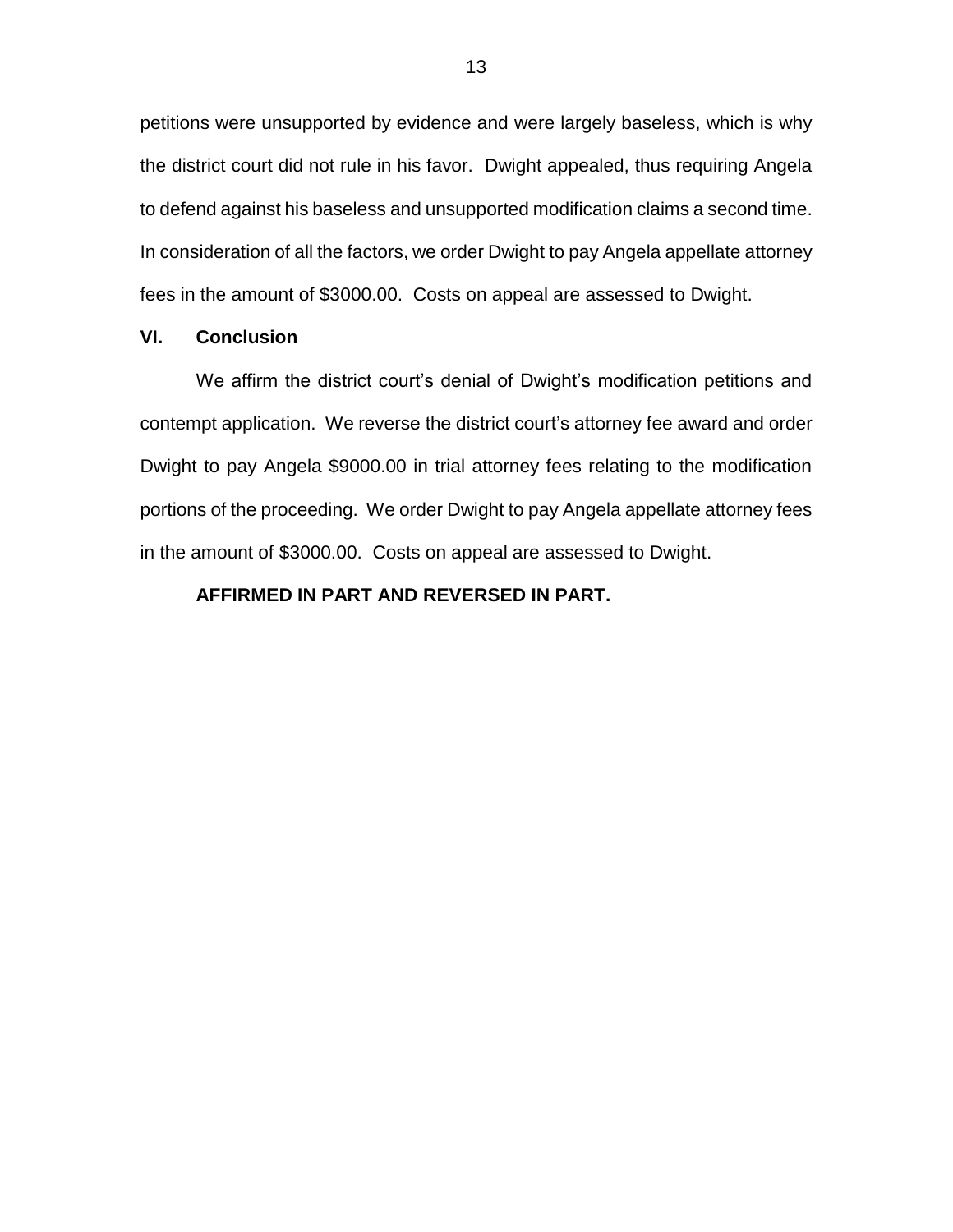petitions were unsupported by evidence and were largely baseless, which is why the district court did not rule in his favor. Dwight appealed, thus requiring Angela to defend against his baseless and unsupported modification claims a second time. In consideration of all the factors, we order Dwight to pay Angela appellate attorney fees in the amount of $3000.00. Costs on appeal are assessed to Dwight.

## VI. Conclusion

We affirm the district court's denial of Dwight's modification petitions and contempt application. We reverse the district court's attorney fee award and order Dwight to pay Angela $9000.00 in trial attorney fees relating to the modification portions of the proceeding. We order Dwight to pay Angela appellate attorney fees in the amount of $3000.00. Costs on appeal are assessed to Dwight.

**AFFIRMED IN PART AND REVERSED IN PART.**